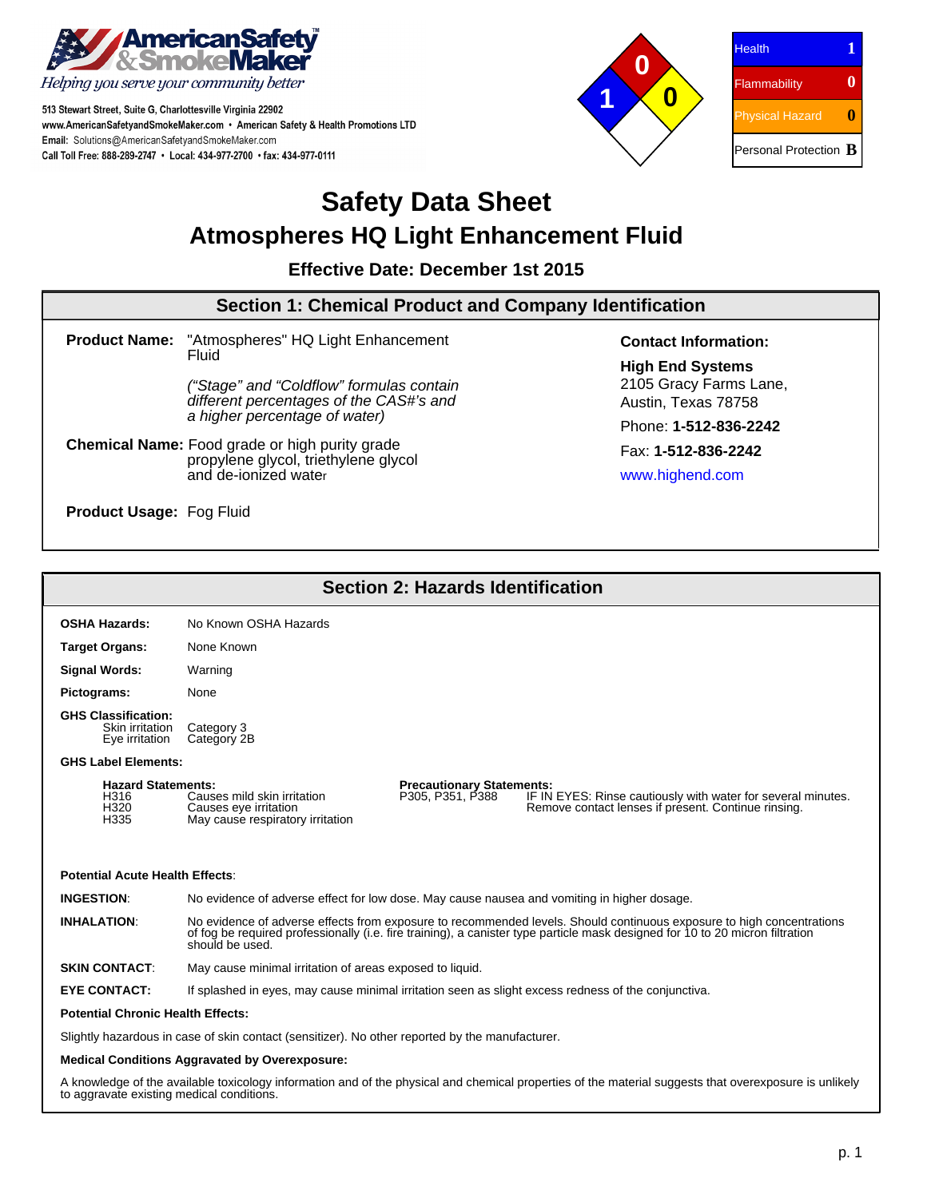**American Safety & Smoke Maker**
*Helping you serve your community better*

513 Stewart Street, Suite G, Charlottesville Virginia 22902
www.AmericanSafetyandSmokeMaker.com • American Safety & Health Promotions LTD
Email: Solutions@AmericanSafetyandSmokeMaker.com
Call Toll Free: 888-289-2747 • Local: 434-977-2700 • fax: 434-977-0111

| Health | 1 |
|---|---|
| Flammability | 0 |
| Physical Hazard | 0 |
| Personal Protection | B |

# Safety Data Sheet

## Atmospheres HQ Light Enhancement Fluid

**Effective Date: December 1st 2015**

## Section 1: Chemical Product and Company Identification

**Product Name:** "Atmospheres" HQ Light Enhancement Fluid

*("Stage" and "Coldflow" formulas contain different percentages of the CAS#'s and a higher percentage of water)*

**Chemical Name:** Food grade or high purity grade propylene glycol, triethylene glycol and de-ionized water

**Product Usage:** Fog Fluid

**Contact Information:**

**High End Systems**
2105 Gracy Farms Lane,
Austin, Texas 78758

Phone: **1-512-836-2242**

Fax: **1-512-836-2242**

www.highend.com

## Section 2: Hazards Identification

**OSHA Hazards:** No Known OSHA Hazards

**Target Organs:** None Known

**Signal Words:** Warning

**Pictograms:** None

**GHS Classification:**
- Skin irritation — Category 3
- Eye irritation — Category 2B

**GHS Label Elements:**

**Hazard Statements:**

| Code | Statement |
|---|---|
| H316 | Causes mild skin irritation |
| H320 | Causes eye irritation |
| H335 | May cause respiratory irritation |

**Precautionary Statements:**

| Code | Statement |
|---|---|
| P305, P351, P388 | IF IN EYES: Rinse cautiously with water for several minutes. Remove contact lenses if present. Continue rinsing. |

**Potential Acute Health Effects**:

**INGESTION**: No evidence of adverse effect for low dose. May cause nausea and vomiting in higher dosage.

**INHALATION**: No evidence of adverse effects from exposure to recommended levels. Should continuous exposure to high concentrations of fog be required professionally (i.e. fire training), a canister type particle mask designed for 10 to 20 micron filtration should be used.

**SKIN CONTACT**: May cause minimal irritation of areas exposed to liquid.

**EYE CONTACT:** If splashed in eyes, may cause minimal irritation seen as slight excess redness of the conjunctiva.

**Potential Chronic Health Effects:**

Slightly hazardous in case of skin contact (sensitizer). No other reported by the manufacturer.

**Medical Conditions Aggravated by Overexposure:**

A knowledge of the available toxicology information and of the physical and chemical properties of the material suggests that overexposure is unlikely to aggravate existing medical conditions.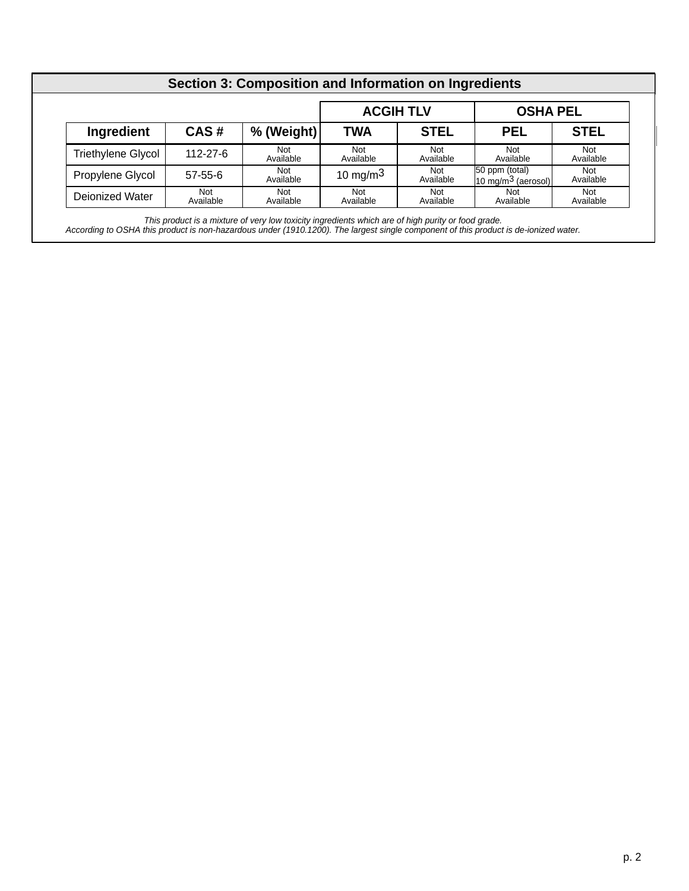## Section 3: Composition and Information on Ingredients

| | | | ACGIH TLV | | OSHA PEL | |
|---|---|---|---|---|---|---|
| **Ingredient** | **CAS #** | **% (Weight)** | **TWA** | **STEL** | **PEL** | **STEL** |
| Triethylene Glycol | 112-27-6 | Not Available | Not Available | Not Available | Not Available | Not Available |
| Propylene Glycol | 57-55-6 | Not Available | 10 mg/m3 | Not Available | 50 ppm (total) 10 mg/m3 (aerosol) | Not Available |
| Deionized Water | Not Available | Not Available | Not Available | Not Available | Not Available | Not Available |

*This product is a mixture of very low toxicity ingredients which are of high purity or food grade.*
*According to OSHA this product is non-hazardous under (1910.1200). The largest single component of this product is de-ionized water.*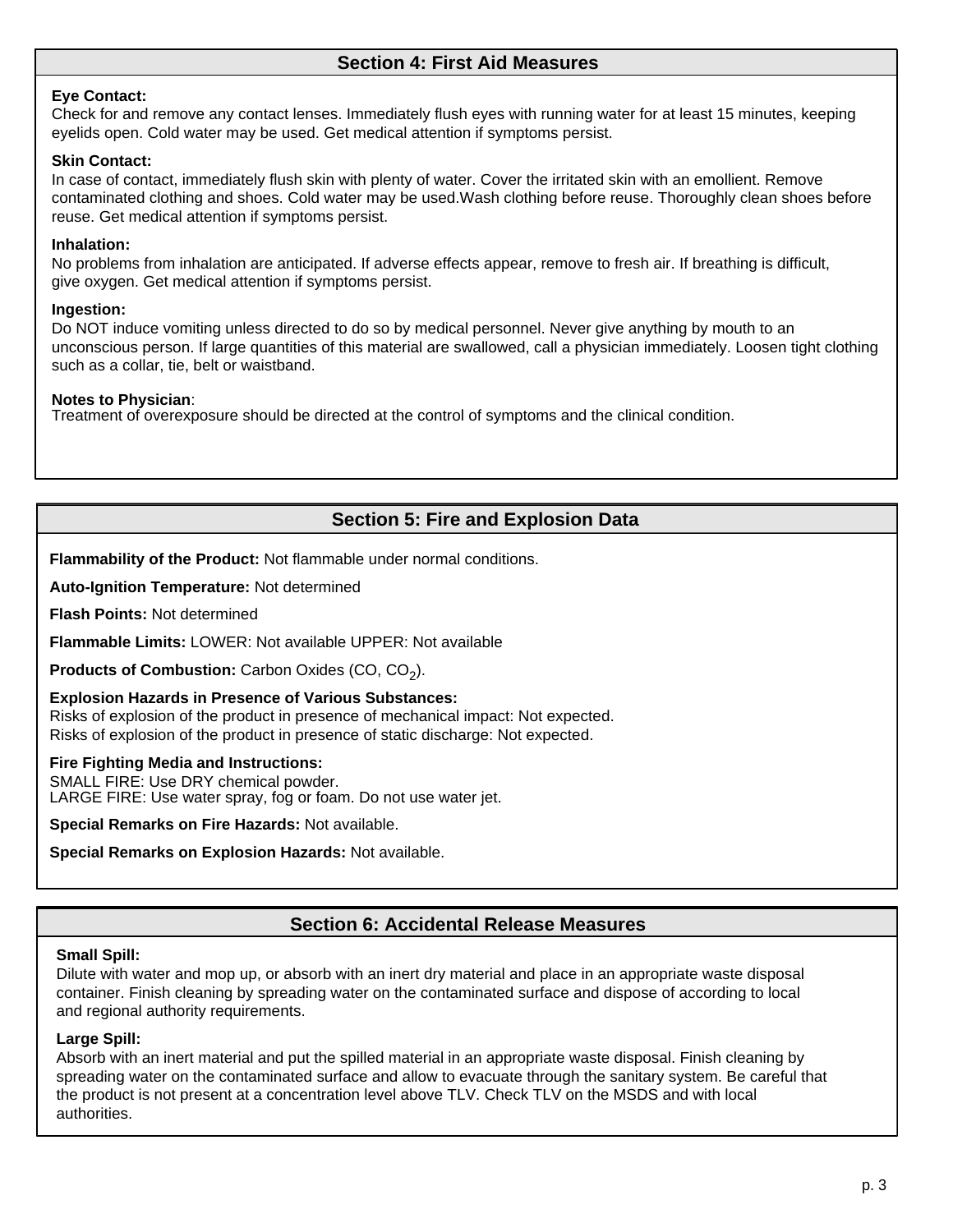## Section 4: First Aid Measures

**Eye Contact:**
Check for and remove any contact lenses. Immediately flush eyes with running water for at least 15 minutes, keeping eyelids open. Cold water may be used. Get medical attention if symptoms persist.

**Skin Contact:**
In case of contact, immediately flush skin with plenty of water. Cover the irritated skin with an emollient. Remove contaminated clothing and shoes. Cold water may be used.Wash clothing before reuse. Thoroughly clean shoes before reuse. Get medical attention if symptoms persist.

**Inhalation:**
No problems from inhalation are anticipated. If adverse effects appear, remove to fresh air. If breathing is difficult, give oxygen. Get medical attention if symptoms persist.

**Ingestion:**
Do NOT induce vomiting unless directed to do so by medical personnel. Never give anything by mouth to an unconscious person. If large quantities of this material are swallowed, call a physician immediately. Loosen tight clothing such as a collar, tie, belt or waistband.

**Notes to Physician**:
Treatment of overexposure should be directed at the control of symptoms and the clinical condition.

## Section 5: Fire and Explosion Data

**Flammability of the Product:** Not flammable under normal conditions.

**Auto-Ignition Temperature:** Not determined

**Flash Points:** Not determined

**Flammable Limits:** LOWER: Not available UPPER: Not available

**Products of Combustion:** Carbon Oxides (CO, $CO_2$).

**Explosion Hazards in Presence of Various Substances:**
Risks of explosion of the product in presence of mechanical impact: Not expected.
Risks of explosion of the product in presence of static discharge: Not expected.

**Fire Fighting Media and Instructions:**
SMALL FIRE: Use DRY chemical powder.
LARGE FIRE: Use water spray, fog or foam. Do not use water jet.

**Special Remarks on Fire Hazards:** Not available.

**Special Remarks on Explosion Hazards:** Not available.

## Section 6: Accidental Release Measures

**Small Spill:**
Dilute with water and mop up, or absorb with an inert dry material and place in an appropriate waste disposal container. Finish cleaning by spreading water on the contaminated surface and dispose of according to local and regional authority requirements.

**Large Spill:**
Absorb with an inert material and put the spilled material in an appropriate waste disposal. Finish cleaning by spreading water on the contaminated surface and allow to evacuate through the sanitary system. Be careful that the product is not present at a concentration level above TLV. Check TLV on the MSDS and with local authorities.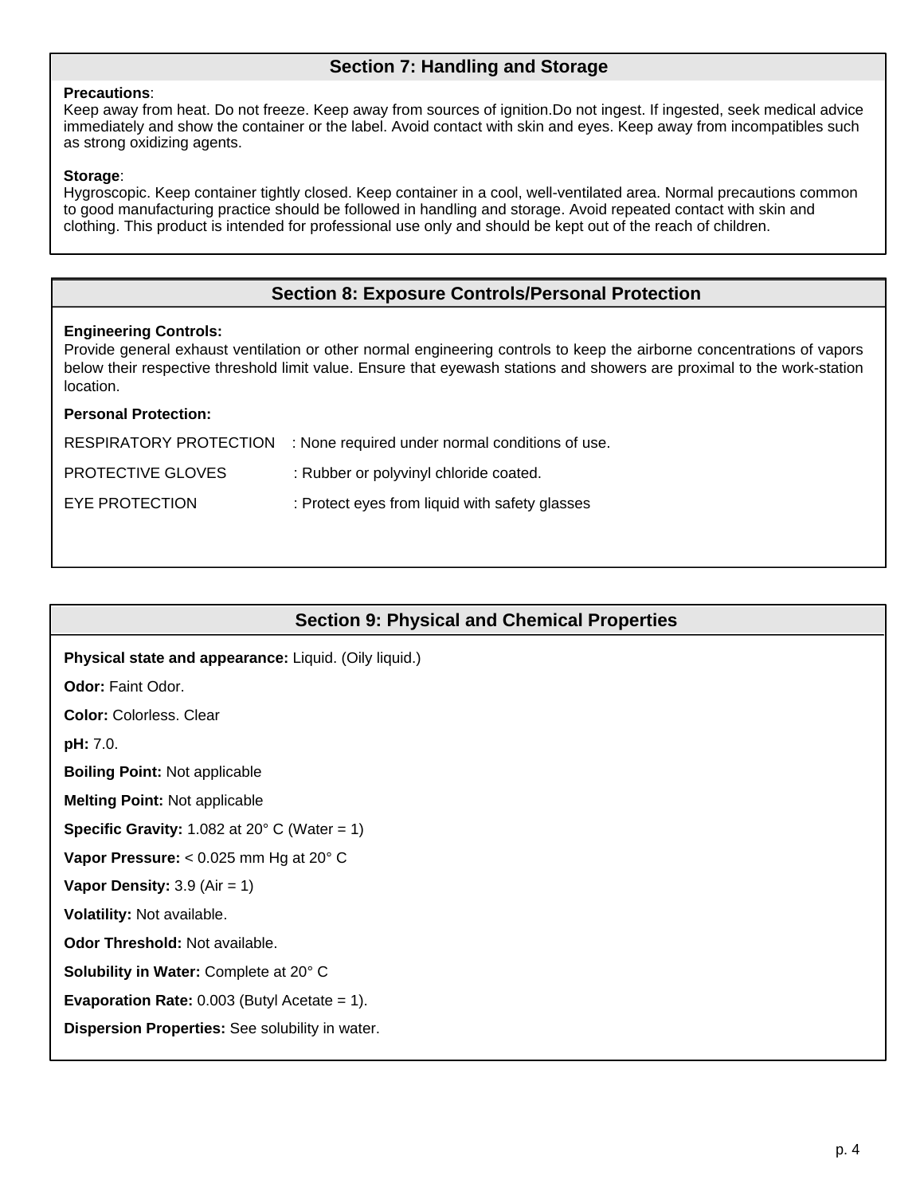## Section 7: Handling and Storage

**Precautions**:
Keep away from heat. Do not freeze. Keep away from sources of ignition.Do not ingest. If ingested, seek medical advice immediately and show the container or the label. Avoid contact with skin and eyes. Keep away from incompatibles such as strong oxidizing agents.

**Storage**:
Hygroscopic. Keep container tightly closed. Keep container in a cool, well-ventilated area. Normal precautions common to good manufacturing practice should be followed in handling and storage. Avoid repeated contact with skin and clothing. This product is intended for professional use only and should be kept out of the reach of children.

## Section 8: Exposure Controls/Personal Protection

**Engineering Controls:**
Provide general exhaust ventilation or other normal engineering controls to keep the airborne concentrations of vapors below their respective threshold limit value. Ensure that eyewash stations and showers are proximal to the work-station location.

**Personal Protection:**

RESPIRATORY PROTECTION : None required under normal conditions of use.

PROTECTIVE GLOVES : Rubber or polyvinyl chloride coated.

EYE PROTECTION : Protect eyes from liquid with safety glasses

## Section 9: Physical and Chemical Properties

**Physical state and appearance:** Liquid. (Oily liquid.)

**Odor:** Faint Odor.

**Color:** Colorless. Clear

**pH:** 7.0.

**Boiling Point:** Not applicable

**Melting Point:** Not applicable

**Specific Gravity:** 1.082 at 20° C (Water = 1)

**Vapor Pressure:** < 0.025 mm Hg at 20° C

**Vapor Density:** 3.9 (Air = 1)

**Volatility:** Not available.

**Odor Threshold:** Not available.

**Solubility in Water:** Complete at 20° C

**Evaporation Rate:** 0.003 (Butyl Acetate = 1).

**Dispersion Properties:** See solubility in water.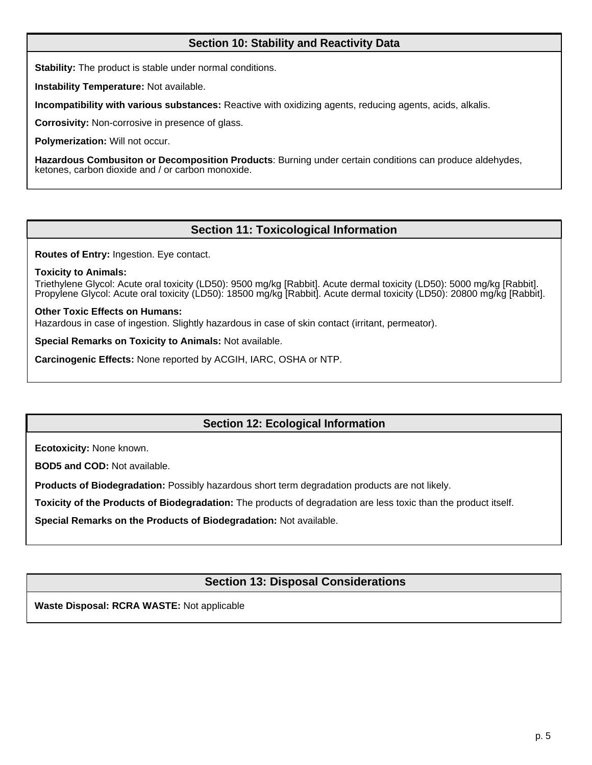## Section 10: Stability and Reactivity Data

**Stability:** The product is stable under normal conditions.

**Instability Temperature:** Not available.

**Incompatibility with various substances:** Reactive with oxidizing agents, reducing agents, acids, alkalis.

**Corrosivity:** Non-corrosive in presence of glass.

**Polymerization:** Will not occur.

**Hazardous Combusiton or Decomposition Products**: Burning under certain conditions can produce aldehydes, ketones, carbon dioxide and / or carbon monoxide.

## Section 11: Toxicological Information

**Routes of Entry:** Ingestion. Eye contact.

**Toxicity to Animals:**
Triethylene Glycol: Acute oral toxicity (LD50): 9500 mg/kg [Rabbit]. Acute dermal toxicity (LD50): 5000 mg/kg [Rabbit].
Propylene Glycol: Acute oral toxicity (LD50): 18500 mg/kg [Rabbit]. Acute dermal toxicity (LD50): 20800 mg/kg [Rabbit].

**Other Toxic Effects on Humans:**
Hazardous in case of ingestion. Slightly hazardous in case of skin contact (irritant, permeator).

**Special Remarks on Toxicity to Animals:** Not available.

**Carcinogenic Effects:** None reported by ACGIH, IARC, OSHA or NTP.

## Section 12: Ecological Information

**Ecotoxicity:** None known.

**BOD5 and COD:** Not available.

**Products of Biodegradation:** Possibly hazardous short term degradation products are not likely.

**Toxicity of the Products of Biodegradation:** The products of degradation are less toxic than the product itself.

**Special Remarks on the Products of Biodegradation:** Not available.

## Section 13: Disposal Considerations

**Waste Disposal: RCRA WASTE:** Not applicable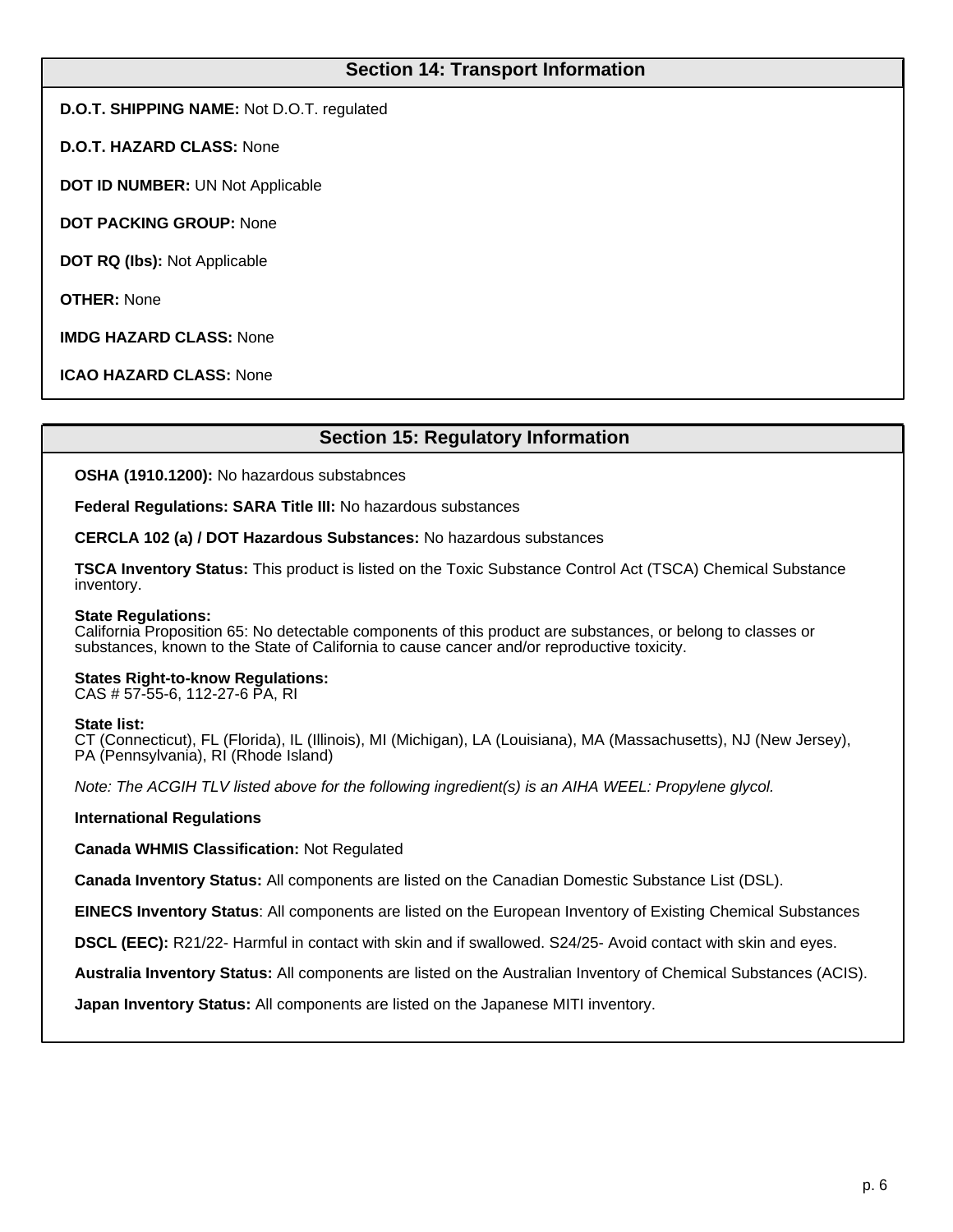## Section 14: Transport Information

**D.O.T. SHIPPING NAME:** Not D.O.T. regulated

**D.O.T. HAZARD CLASS:** None

**DOT ID NUMBER:** UN Not Applicable

**DOT PACKING GROUP:** None

**DOT RQ (lbs):** Not Applicable

**OTHER:** None

**IMDG HAZARD CLASS:** None

**ICAO HAZARD CLASS:** None

## Section 15: Regulatory Information

**OSHA (1910.1200):** No hazardous substabnces

**Federal Regulations: SARA Title III:** No hazardous substances

**CERCLA 102 (a) / DOT Hazardous Substances:** No hazardous substances

**TSCA Inventory Status:** This product is listed on the Toxic Substance Control Act (TSCA) Chemical Substance inventory.

**State Regulations:**
California Proposition 65: No detectable components of this product are substances, or belong to classes or substances, known to the State of California to cause cancer and/or reproductive toxicity.

**States Right-to-know Regulations:**
CAS # 57-55-6, 112-27-6 PA, RI

**State list:**
CT (Connecticut), FL (Florida), IL (Illinois), MI (Michigan), LA (Louisiana), MA (Massachusetts), NJ (New Jersey), PA (Pennsylvania), RI (Rhode Island)

*Note: The ACGIH TLV listed above for the following ingredient(s) is an AIHA WEEL: Propylene glycol.*

**International Regulations**

**Canada WHMIS Classification:** Not Regulated

**Canada Inventory Status:** All components are listed on the Canadian Domestic Substance List (DSL).

**EINECS Inventory Status**: All components are listed on the European Inventory of Existing Chemical Substances

**DSCL (EEC):** R21/22- Harmful in contact with skin and if swallowed. S24/25- Avoid contact with skin and eyes.

**Australia Inventory Status:** All components are listed on the Australian Inventory of Chemical Substances (ACIS).

**Japan Inventory Status:** All components are listed on the Japanese MITI inventory.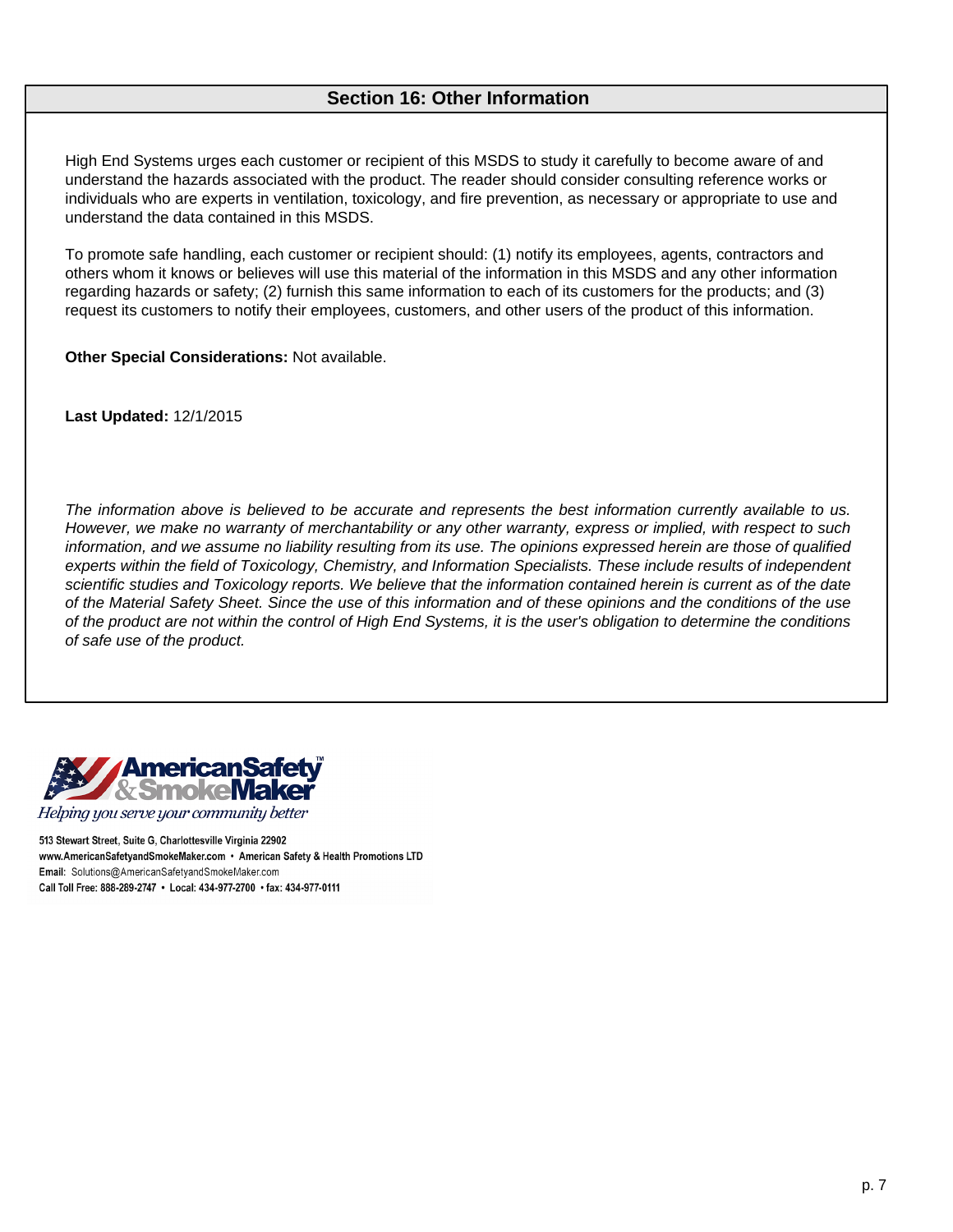## Section 16: Other Information

High End Systems urges each customer or recipient of this MSDS to study it carefully to become aware of and understand the hazards associated with the product. The reader should consider consulting reference works or individuals who are experts in ventilation, toxicology, and fire prevention, as necessary or appropriate to use and understand the data contained in this MSDS.

To promote safe handling, each customer or recipient should: (1) notify its employees, agents, contractors and others whom it knows or believes will use this material of the information in this MSDS and any other information regarding hazards or safety; (2) furnish this same information to each of its customers for the products; and (3) request its customers to notify their employees, customers, and other users of the product of this information.

**Other Special Considerations:** Not available.

**Last Updated:** 12/1/2015

*The information above is believed to be accurate and represents the best information currently available to us. However, we make no warranty of merchantability or any other warranty, express or implied, with respect to such information, and we assume no liability resulting from its use. The opinions expressed herein are those of qualified experts within the field of Toxicology, Chemistry, and Information Specialists. These include results of independent scientific studies and Toxicology reports. We believe that the information contained herein is current as of the date of the Material Safety Sheet. Since the use of this information and of these opinions and the conditions of the use of the product are not within the control of High End Systems, it is the user's obligation to determine the conditions of safe use of the product.*

AmericanSafety & SmokeMaker™

*Helping you serve your community better*

513 Stewart Street, Suite G, Charlottesville Virginia 22902

www.AmericanSafetyandSmokeMaker.com • American Safety & Health Promotions LTD

**Email:** Solutions@AmericanSafetyandSmokeMaker.com

Call Toll Free: 888-289-2747 • Local: 434-977-2700 • fax: 434-977-0111